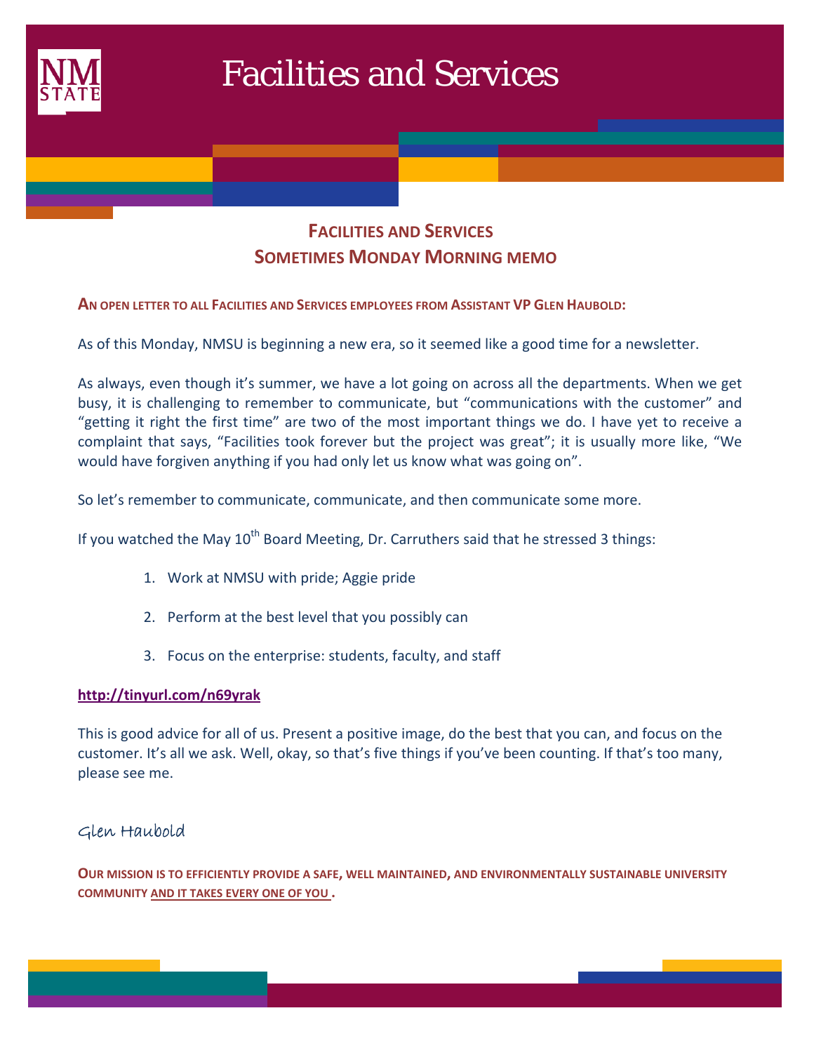# Facilities and Services

## FACILITIES AND SERVICES
## SOMETIMES MONDAY MORNING MEMO

**AN OPEN LETTER TO ALL FACILITIES AND SERVICES EMPLOYEES FROM ASSISTANT VP GLEN HAUBOLD:**

As of this Monday, NMSU is beginning a new era, so it seemed like a good time for a newsletter.

As always, even though it's summer, we have a lot going on across all the departments. When we get busy, it is challenging to remember to communicate, but "communications with the customer" and "getting it right the first time" are two of the most important things we do. I have yet to receive a complaint that says, "Facilities took forever but the project was great"; it is usually more like, "We would have forgiven anything if you had only let us know what was going on".

So let's remember to communicate, communicate, and then communicate some more.

If you watched the May 10th Board Meeting, Dr. Carruthers said that he stressed 3 things:

1. Work at NMSU with pride; Aggie pride
2. Perform at the best level that you possibly can
3. Focus on the enterprise: students, faculty, and staff

**http://tinyurl.com/n69yrak**

This is good advice for all of us. Present a positive image, do the best that you can, and focus on the customer. It's all we ask. Well, okay, so that's five things if you've been counting. If that's too many, please see me.

Glen Haubold

**OUR MISSION IS TO EFFICIENTLY PROVIDE A SAFE, WELL MAINTAINED, AND ENVIRONMENTALLY SUSTAINABLE UNIVERSITY COMMUNITY AND IT TAKES EVERY ONE OF YOU.**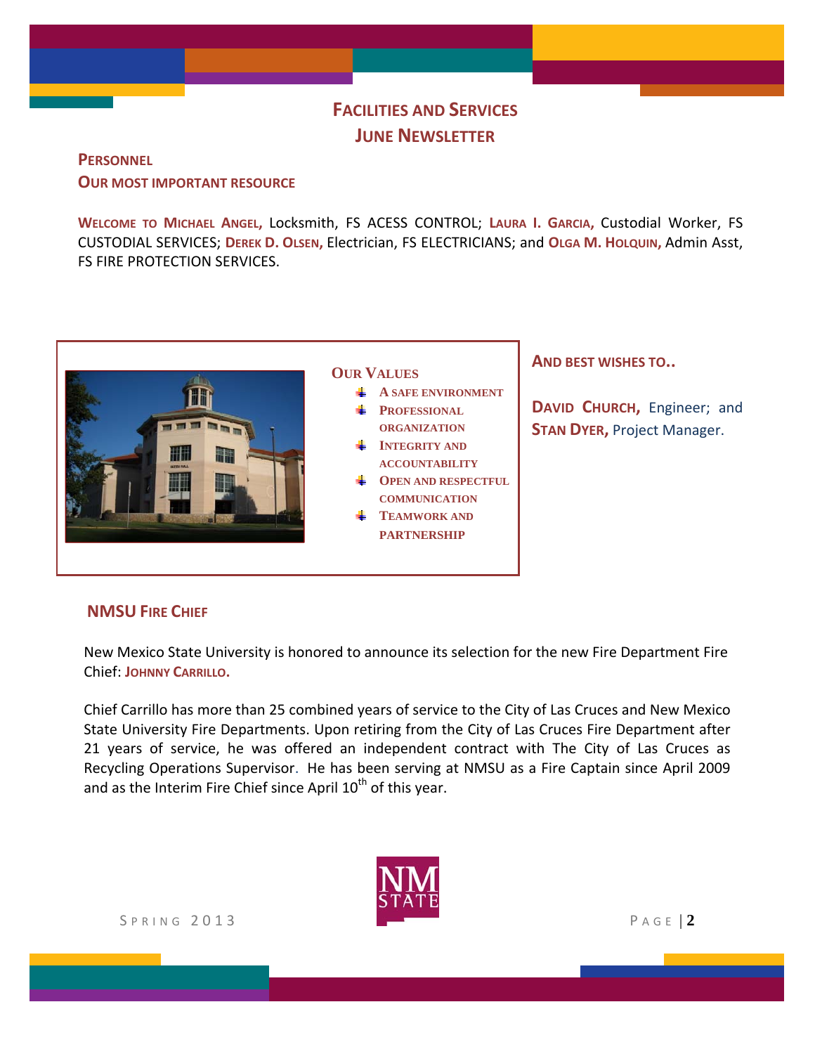# Facilities and Services
## June Newsletter

### Personnel
### Our most important resource

**Welcome to Michael Angel,** Locksmith, FS ACESS CONTROL; **Laura I. Garcia,** Custodial Worker, FS CUSTODIAL SERVICES; **Derek D. Olsen,** Electrician, FS ELECTRICIANS; and **Olga M. Holquin,** Admin Asst, FS FIRE PROTECTION SERVICES.

### Our Values

- A safe environment
- Professional organization
- Integrity and accountability
- Open and respectful communication
- Teamwork and partnership

### And best wishes to..

**David Church,** Engineer; and **Stan Dyer,** Project Manager.

### NMSU Fire Chief

New Mexico State University is honored to announce its selection for the new Fire Department Fire Chief: **Johnny Carrillo.**

Chief Carrillo has more than 25 combined years of service to the City of Las Cruces and New Mexico State University Fire Departments. Upon retiring from the City of Las Cruces Fire Department after 21 years of service, he was offered an independent contract with The City of Las Cruces as Recycling Operations Supervisor. He has been serving at NMSU as a Fire Captain since April 2009 and as the Interim Fire Chief since April 10th of this year.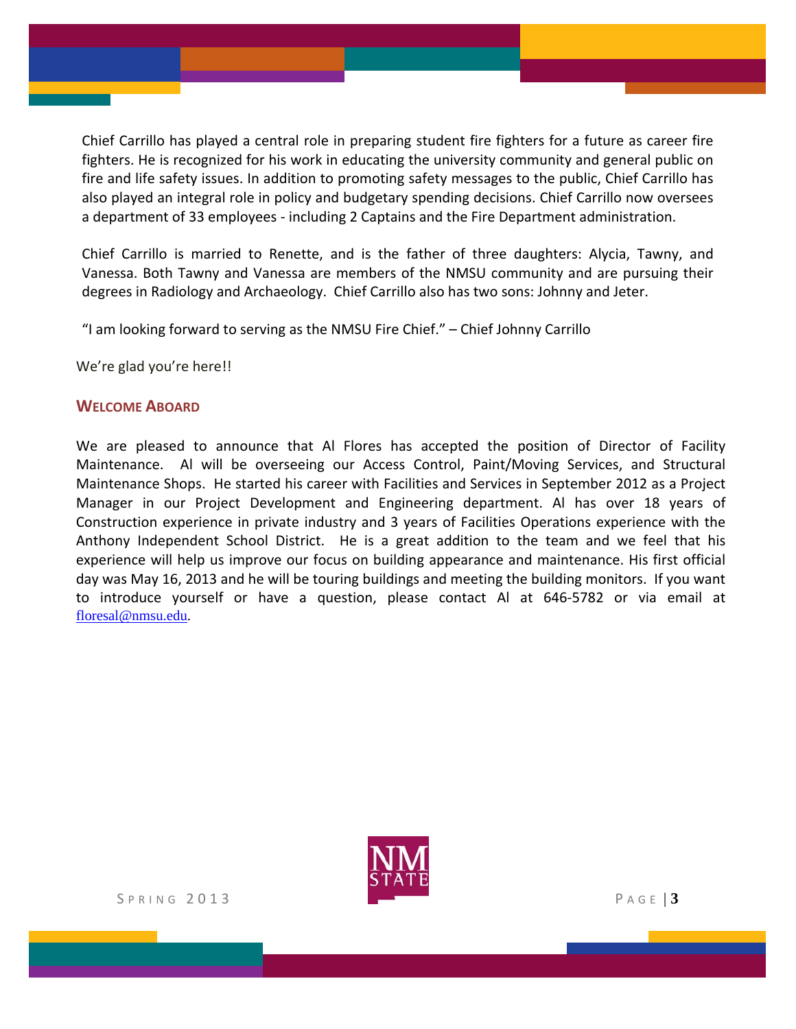Chief Carrillo has played a central role in preparing student fire fighters for a future as career fire fighters. He is recognized for his work in educating the university community and general public on fire and life safety issues. In addition to promoting safety messages to the public, Chief Carrillo has also played an integral role in policy and budgetary spending decisions. Chief Carrillo now oversees a department of 33 employees - including 2 Captains and the Fire Department administration.

Chief Carrillo is married to Renette, and is the father of three daughters: Alycia, Tawny, and Vanessa. Both Tawny and Vanessa are members of the NMSU community and are pursuing their degrees in Radiology and Archaeology. Chief Carrillo also has two sons: Johnny and Jeter.

"I am looking forward to serving as the NMSU Fire Chief." – Chief Johnny Carrillo

We're glad you're here!!

## WELCOME ABOARD

We are pleased to announce that Al Flores has accepted the position of Director of Facility Maintenance. Al will be overseeing our Access Control, Paint/Moving Services, and Structural Maintenance Shops. He started his career with Facilities and Services in September 2012 as a Project Manager in our Project Development and Engineering department. Al has over 18 years of Construction experience in private industry and 3 years of Facilities Operations experience with the Anthony Independent School District. He is a great addition to the team and we feel that his experience will help us improve our focus on building appearance and maintenance. His first official day was May 16, 2013 and he will be touring buildings and meeting the building monitors. If you want to introduce yourself or have a question, please contact Al at 646-5782 or via email at floresal@nmsu.edu.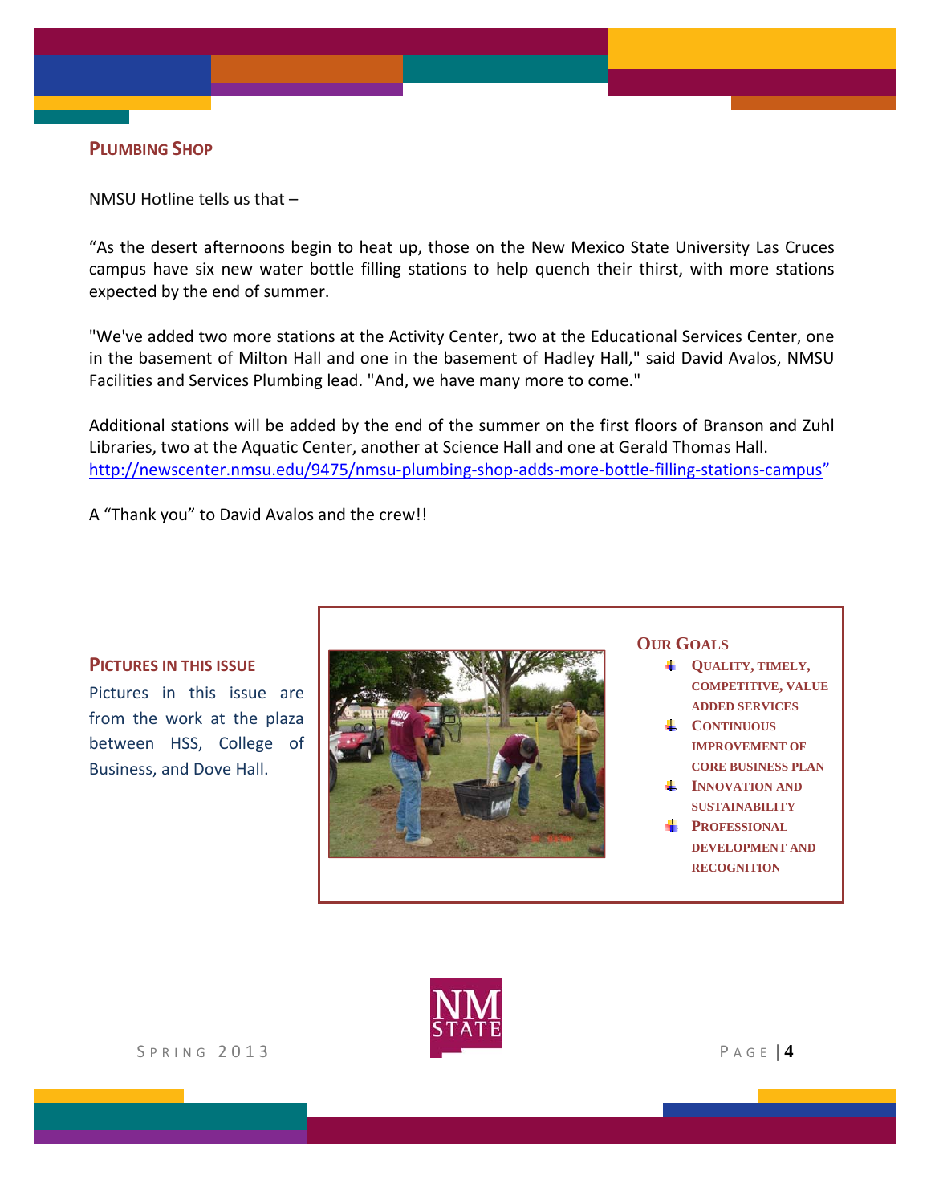## PLUMBING SHOP

NMSU Hotline tells us that –

“As the desert afternoons begin to heat up, those on the New Mexico State University Las Cruces campus have six new water bottle filling stations to help quench their thirst, with more stations expected by the end of summer.

"We've added two more stations at the Activity Center, two at the Educational Services Center, one in the basement of Milton Hall and one in the basement of Hadley Hall," said David Avalos, NMSU Facilities and Services Plumbing lead. "And, we have many more to come."

Additional stations will be added by the end of the summer on the first floors of Branson and Zuhl Libraries, two at the Aquatic Center, another at Science Hall and one at Gerald Thomas Hall. http://newscenter.nmsu.edu/9475/nmsu-plumbing-shop-adds-more-bottle-filling-stations-campus”

A “Thank you” to David Avalos and the crew!!

## PICTURES IN THIS ISSUE

Pictures in this issue are from the work at the plaza between HSS, College of Business, and Dove Hall.

## OUR GOALS

- QUALITY, TIMELY, COMPETITIVE, VALUE ADDED SERVICES
- CONTINUOUS IMPROVEMENT OF CORE BUSINESS PLAN
- INNOVATION AND SUSTAINABILITY
- PROFESSIONAL DEVELOPMENT AND RECOGNITION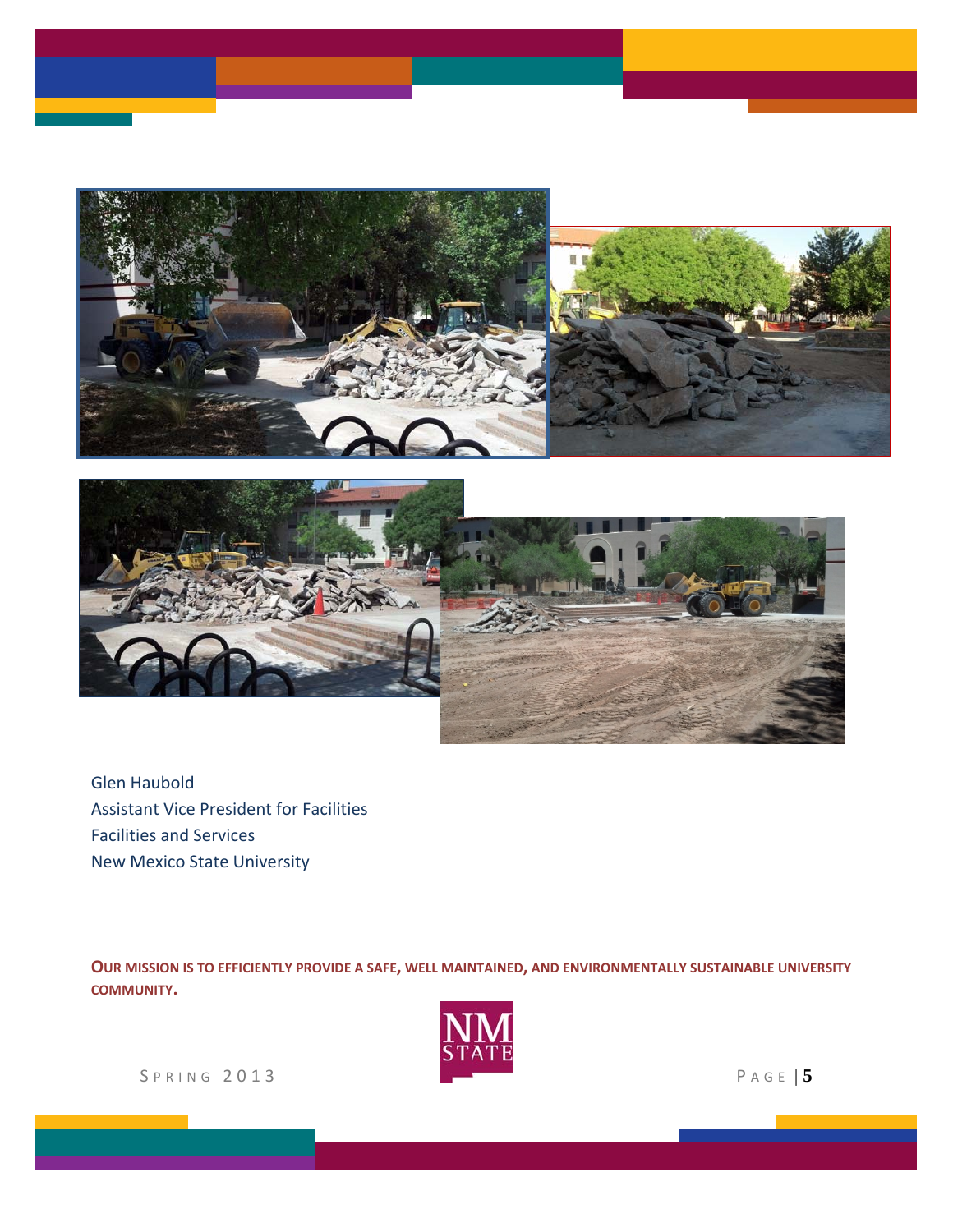Glen Haubold
Assistant Vice President for Facilities
Facilities and Services
New Mexico State University

**OUR MISSION IS TO EFFICIENTLY PROVIDE A SAFE, WELL MAINTAINED, AND ENVIRONMENTALLY SUSTAINABLE UNIVERSITY COMMUNITY.**